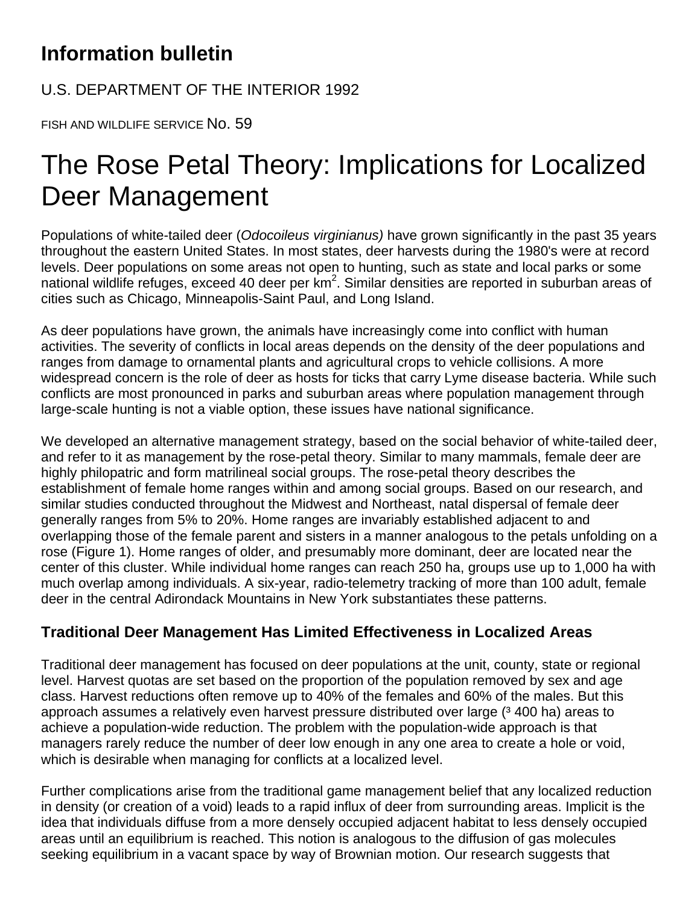# Information bulletin

U.S. DEPARTMENT OF THE INTERIOR 1992

FISH AND WILDLIFE SERVICE No. 59

# The Rose Petal Theory: Implications for Localized Deer Management

Populations of white-tailed deer (*Odocoileus virginianus)* have grown significantly in the past 35 years throughout the eastern United States. In most states, deer harvests during the 1980's were at record levels. Deer populations on some areas not open to hunting, such as state and local parks or some national wildlife refuges, exceed 40 deer per $km^2$. Similar densities are reported in suburban areas of cities such as Chicago, Minneapolis-Saint Paul, and Long Island.

As deer populations have grown, the animals have increasingly come into conflict with human activities. The severity of conflicts in local areas depends on the density of the deer populations and ranges from damage to ornamental plants and agricultural crops to vehicle collisions. A more widespread concern is the role of deer as hosts for ticks that carry Lyme disease bacteria. While such conflicts are most pronounced in parks and suburban areas where population management through large-scale hunting is not a viable option, these issues have national significance.

We developed an alternative management strategy, based on the social behavior of white-tailed deer, and refer to it as management by the rose-petal theory. Similar to many mammals, female deer are highly philopatric and form matrilineal social groups. The rose-petal theory describes the establishment of female home ranges within and among social groups. Based on our research, and similar studies conducted throughout the Midwest and Northeast, natal dispersal of female deer generally ranges from 5% to 20%. Home ranges are invariably established adjacent to and overlapping those of the female parent and sisters in a manner analogous to the petals unfolding on a rose (Figure 1). Home ranges of older, and presumably more dominant, deer are located near the center of this cluster. While individual home ranges can reach 250 ha, groups use up to 1,000 ha with much overlap among individuals. A six-year, radio-telemetry tracking of more than 100 adult, female deer in the central Adirondack Mountains in New York substantiates these patterns.

## Traditional Deer Management Has Limited Effectiveness in Localized Areas

Traditional deer management has focused on deer populations at the unit, county, state or regional level. Harvest quotas are set based on the proportion of the population removed by sex and age class. Harvest reductions often remove up to 40% of the females and 60% of the males. But this approach assumes a relatively even harvest pressure distributed over large (³ 400 ha) areas to achieve a population-wide reduction. The problem with the population-wide approach is that managers rarely reduce the number of deer low enough in any one area to create a hole or void, which is desirable when managing for conflicts at a localized level.

Further complications arise from the traditional game management belief that any localized reduction in density (or creation of a void) leads to a rapid influx of deer from surrounding areas. Implicit is the idea that individuals diffuse from a more densely occupied adjacent habitat to less densely occupied areas until an equilibrium is reached. This notion is analogous to the diffusion of gas molecules seeking equilibrium in a vacant space by way of Brownian motion. Our research suggests that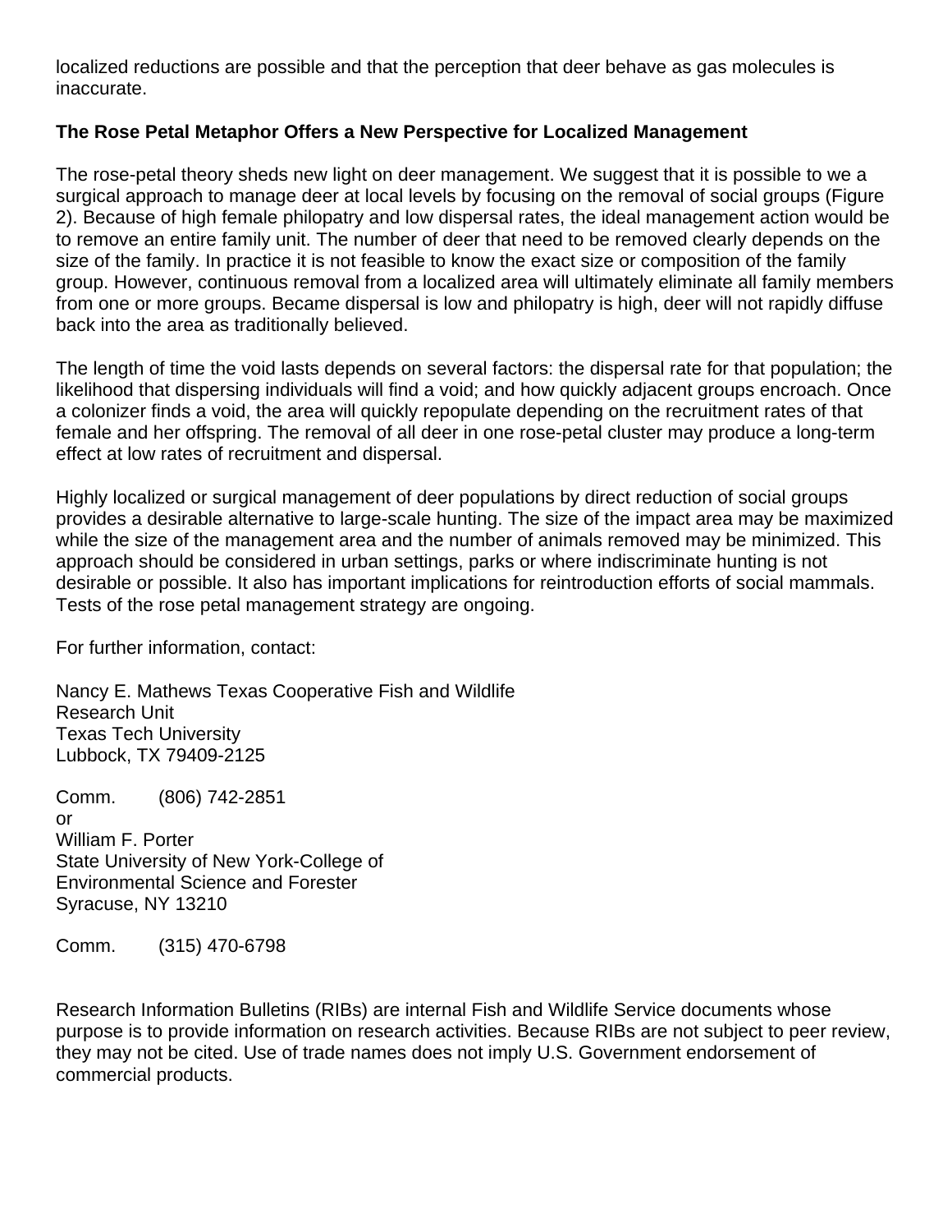localized reductions are possible and that the perception that deer behave as gas molecules is inaccurate.

**The Rose Petal Metaphor Offers a New Perspective for Localized Management**

The rose-petal theory sheds new light on deer management. We suggest that it is possible to we a surgical approach to manage deer at local levels by focusing on the removal of social groups (Figure 2). Because of high female philopatry and low dispersal rates, the ideal management action would be to remove an entire family unit. The number of deer that need to be removed clearly depends on the size of the family. In practice it is not feasible to know the exact size or composition of the family group. However, continuous removal from a localized area will ultimately eliminate all family members from one or more groups. Became dispersal is low and philopatry is high, deer will not rapidly diffuse back into the area as traditionally believed.

The length of time the void lasts depends on several factors: the dispersal rate for that population; the likelihood that dispersing individuals will find a void; and how quickly adjacent groups encroach. Once a colonizer finds a void, the area will quickly repopulate depending on the recruitment rates of that female and her offspring. The removal of all deer in one rose-petal cluster may produce a long-term effect at low rates of recruitment and dispersal.

Highly localized or surgical management of deer populations by direct reduction of social groups provides a desirable alternative to large-scale hunting. The size of the impact area may be maximized while the size of the management area and the number of animals removed may be minimized. This approach should be considered in urban settings, parks or where indiscriminate hunting is not desirable or possible. It also has important implications for reintroduction efforts of social mammals. Tests of the rose petal management strategy are ongoing.

For further information, contact:

Nancy E. Mathews Texas Cooperative Fish and Wildlife
Research Unit
Texas Tech University
Lubbock, TX 79409-2125

Comm. (806) 742-2851
or
William F. Porter
State University of New York-College of
Environmental Science and Forester
Syracuse, NY 13210

Comm. (315) 470-6798

Research Information Bulletins (RIBs) are internal Fish and Wildlife Service documents whose purpose is to provide information on research activities. Because RIBs are not subject to peer review, they may not be cited. Use of trade names does not imply U.S. Government endorsement of commercial products.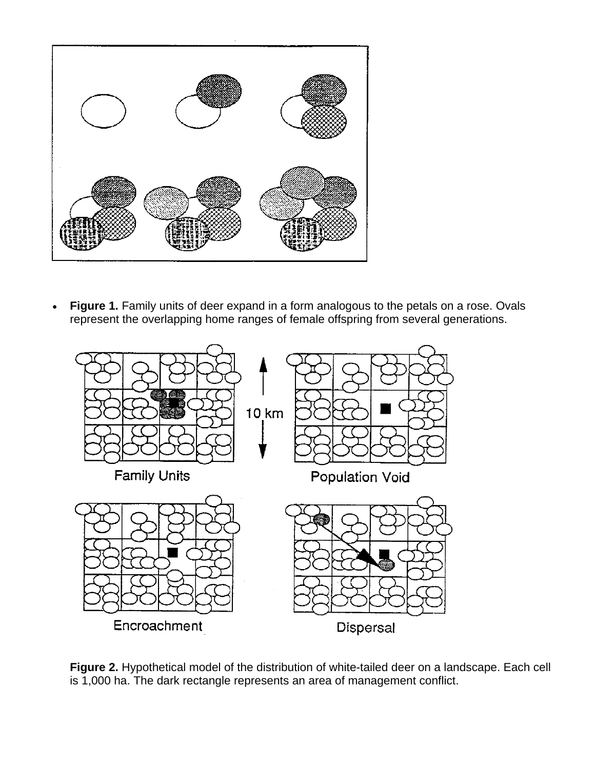- **Figure 1.** Family units of deer expand in a form analogous to the petals on a rose. Ovals represent the overlapping home ranges of female offspring from several generations.

10 km

Family Units

Population Void

Encroachment

Dispersal

**Figure 2.** Hypothetical model of the distribution of white-tailed deer on a landscape. Each cell is 1,000 ha. The dark rectangle represents an area of management conflict.